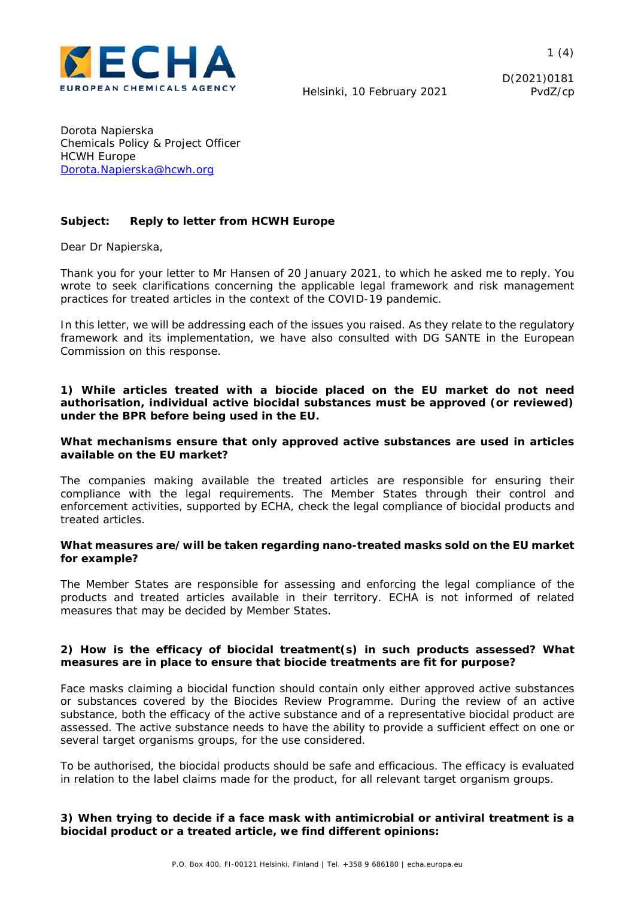Helsinki, 10 February 2021

D(2021)0181
PvdZ/cp

Dorota Napierska
Chemicals Policy & Project Officer
HCWH Europe
[Dorota.Napierska@hcwh.org](mailto:Dorota.Napierska@hcwh.org)

**Subject: Reply to letter from HCWH Europe**

Dear Dr Napierska,

Thank you for your letter to Mr Hansen of 20 January 2021, to which he asked me to reply. You wrote to seek clarifications concerning the applicable legal framework and risk management practices for treated articles in the context of the COVID-19 pandemic.

In this letter, we will be addressing each of the issues you raised. As they relate to the regulatory framework and its implementation, we have also consulted with DG SANTE in the European Commission on this response.

**1) While articles treated with a biocide placed on the EU market do not need authorisation, individual active biocidal substances must be approved (or reviewed) under the BPR before being used in the EU.**

**What mechanisms ensure that only approved active substances are used in articles available on the EU market?**

The companies making available the treated articles are responsible for ensuring their compliance with the legal requirements. The Member States through their control and enforcement activities, supported by ECHA, check the legal compliance of biocidal products and treated articles.

**What measures are/will be taken regarding nano-treated masks sold on the EU market for example?**

The Member States are responsible for assessing and enforcing the legal compliance of the products and treated articles available in their territory. ECHA is not informed of related measures that may be decided by Member States.

**2) How is the efficacy of biocidal treatment(s) in such products assessed? What measures are in place to ensure that biocide treatments are fit for purpose?**

Face masks claiming a biocidal function should contain only either approved active substances or substances covered by the Biocides Review Programme. During the review of an active substance, both the efficacy of the active substance and of a representative biocidal product are assessed. The active substance needs to have the ability to provide a sufficient effect on one or several target organisms groups, for the use considered.

To be authorised, the biocidal products should be safe and efficacious. The efficacy is evaluated in relation to the label claims made for the product, for all relevant target organism groups.

**3) When trying to decide if a face mask with antimicrobial or antiviral treatment is a biocidal product or a treated article, we find different opinions:**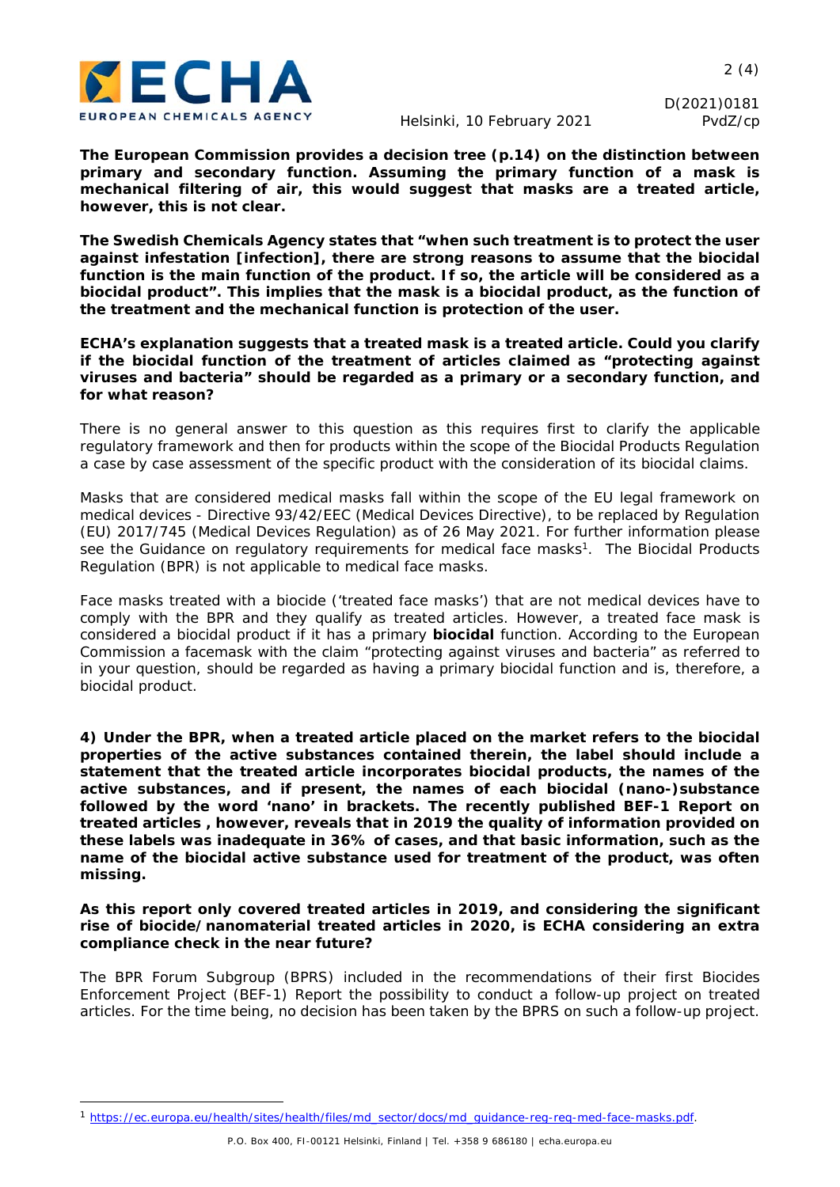**The European Commission provides a decision tree (p.14) on the distinction between primary and secondary function. Assuming the primary function of a mask is mechanical filtering of air, this would suggest that masks are a treated article, however, this is not clear.**

**The Swedish Chemicals Agency states that "when such treatment is to protect the user against infestation [infection], there are strong reasons to assume that the biocidal function is the main function of the product. If so, the article will be considered as a biocidal product". This implies that the mask is a biocidal product, as the function of the treatment and the mechanical function is protection of the user.**

**ECHA's explanation suggests that a treated mask is a treated article. Could you clarify if the biocidal function of the treatment of articles claimed as "protecting against viruses and bacteria" should be regarded as a primary or a secondary function, and for what reason?**

There is no general answer to this question as this requires first to clarify the applicable regulatory framework and then for products within the scope of the Biocidal Products Regulation a case by case assessment of the specific product with the consideration of its biocidal claims.

Masks that are considered medical masks fall within the scope of the EU legal framework on medical devices - Directive 93/42/EEC (Medical Devices Directive), to be replaced by Regulation (EU) 2017/745 (Medical Devices Regulation) as of 26 May 2021. For further information please see the Guidance on regulatory requirements for medical face masks[1]. The Biocidal Products Regulation (BPR) is not applicable to medical face masks.

Face masks treated with a biocide ('treated face masks') that are not medical devices have to comply with the BPR and they qualify as treated articles. However, a treated face mask is considered a biocidal product if it has a primary **biocidal** function. According to the European Commission a facemask with the claim "protecting against viruses and bacteria" as referred to in your question, should be regarded as having a primary biocidal function and is, therefore, a biocidal product.

**4) Under the BPR, when a treated article placed on the market refers to the biocidal properties of the active substances contained therein, the label should include a statement that the treated article incorporates biocidal products, the names of the active substances, and if present, the names of each biocidal (nano-)substance followed by the word 'nano' in brackets. The recently published BEF-1 Report on treated articles , however, reveals that in 2019 the quality of information provided on these labels was inadequate in 36% of cases, and that basic information, such as the name of the biocidal active substance used for treatment of the product, was often missing.**

**As this report only covered treated articles in 2019, and considering the significant rise of biocide/nanomaterial treated articles in 2020, is ECHA considering an extra compliance check in the near future?**

The BPR Forum Subgroup (BPRS) included in the recommendations of their first Biocides Enforcement Project (BEF-1) Report the possibility to conduct a follow-up project on treated articles. For the time being, no decision has been taken by the BPRS on such a follow-up project.

---

[1] https://ec.europa.eu/health/sites/health/files/md_sector/docs/md_guidance-reg-req-med-face-masks.pdf.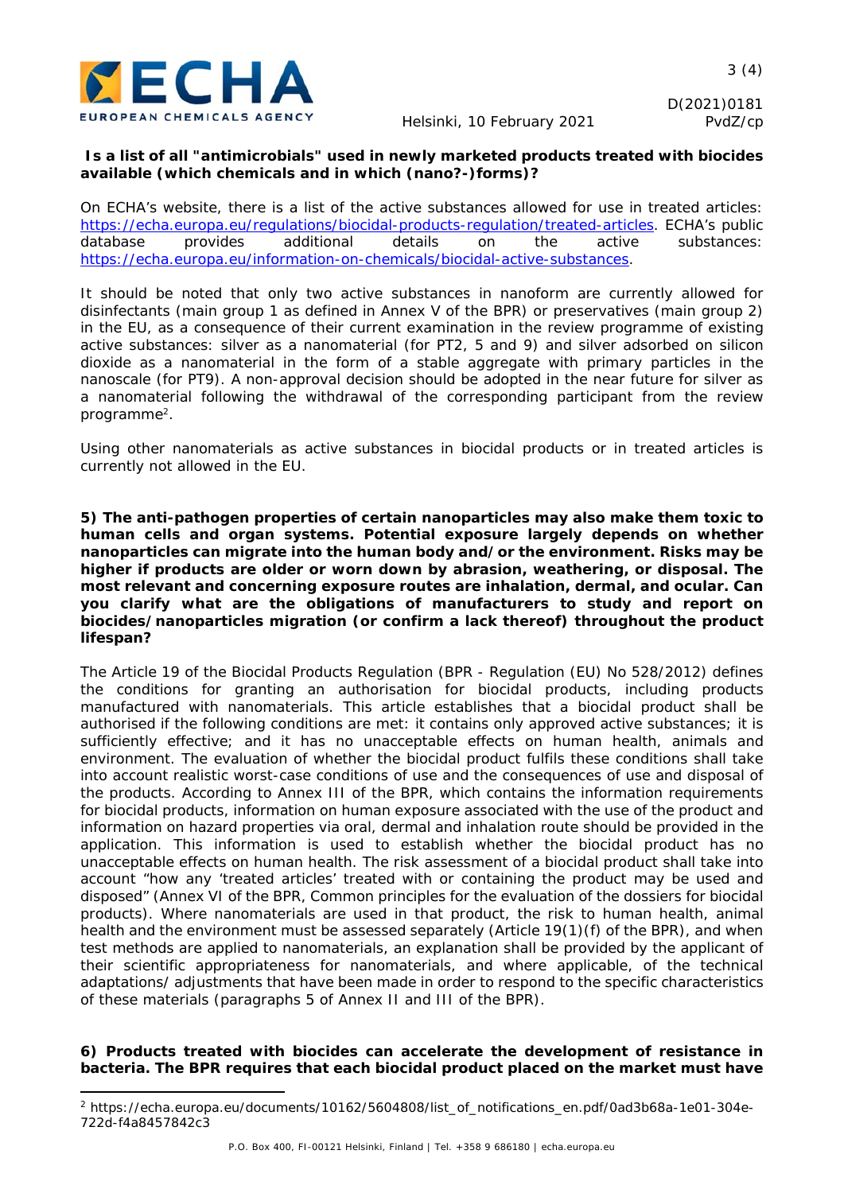**Is a list of all "antimicrobials" used in newly marketed products treated with biocides available (which chemicals and in which (nano?-)forms)?**

On ECHA's website, there is a list of the active substances allowed for use in treated articles: https://echa.europa.eu/regulations/biocidal-products-regulation/treated-articles. ECHA's public database provides additional details on the active substances: https://echa.europa.eu/information-on-chemicals/biocidal-active-substances.

It should be noted that only two active substances in nanoform are currently allowed for disinfectants (main group 1 as defined in Annex V of the BPR) or preservatives (main group 2) in the EU, as a consequence of their current examination in the review programme of existing active substances: silver as a nanomaterial (for PT2, 5 and 9) and silver adsorbed on silicon dioxide as a nanomaterial in the form of a stable aggregate with primary particles in the nanoscale (for PT9). A non-approval decision should be adopted in the near future for silver as a nanomaterial following the withdrawal of the corresponding participant from the review programme[2].

Using other nanomaterials as active substances in biocidal products or in treated articles is currently not allowed in the EU.

**5) The anti-pathogen properties of certain nanoparticles may also make them toxic to human cells and organ systems. Potential exposure largely depends on whether nanoparticles can migrate into the human body and/or the environment. Risks may be higher if products are older or worn down by abrasion, weathering, or disposal. The most relevant and concerning exposure routes are inhalation, dermal, and ocular. Can you clarify what are the obligations of manufacturers to study and report on biocides/nanoparticles migration (or confirm a lack thereof) throughout the product lifespan?**

The Article 19 of the Biocidal Products Regulation (BPR - Regulation (EU) No 528/2012) defines the conditions for granting an authorisation for biocidal products, including products manufactured with nanomaterials. This article establishes that a biocidal product shall be authorised if the following conditions are met: it contains only approved active substances; it is sufficiently effective; and it has no unacceptable effects on human health, animals and environment. The evaluation of whether the biocidal product fulfils these conditions shall take into account realistic worst-case conditions of use and the consequences of use and disposal of the products. According to Annex III of the BPR, which contains the information requirements for biocidal products, information on human exposure associated with the use of the product and information on hazard properties via oral, dermal and inhalation route should be provided in the application. This information is used to establish whether the biocidal product has no unacceptable effects on human health. The risk assessment of a biocidal product shall take into account "how any 'treated articles' treated with or containing the product may be used and disposed" (Annex VI of the BPR, Common principles for the evaluation of the dossiers for biocidal products). Where nanomaterials are used in that product, the risk to human health, animal health and the environment must be assessed separately (Article 19(1)(f) of the BPR), and when test methods are applied to nanomaterials, an explanation shall be provided by the applicant of their scientific appropriateness for nanomaterials, and where applicable, of the technical adaptations/adjustments that have been made in order to respond to the specific characteristics of these materials (paragraphs 5 of Annex II and III of the BPR).

**6) Products treated with biocides can accelerate the development of resistance in bacteria. The BPR requires that each biocidal product placed on the market must have**

---

[2] https://echa.europa.eu/documents/10162/5604808/list_of_notifications_en.pdf/0ad3b68a-1e01-304e-722d-f4a8457842c3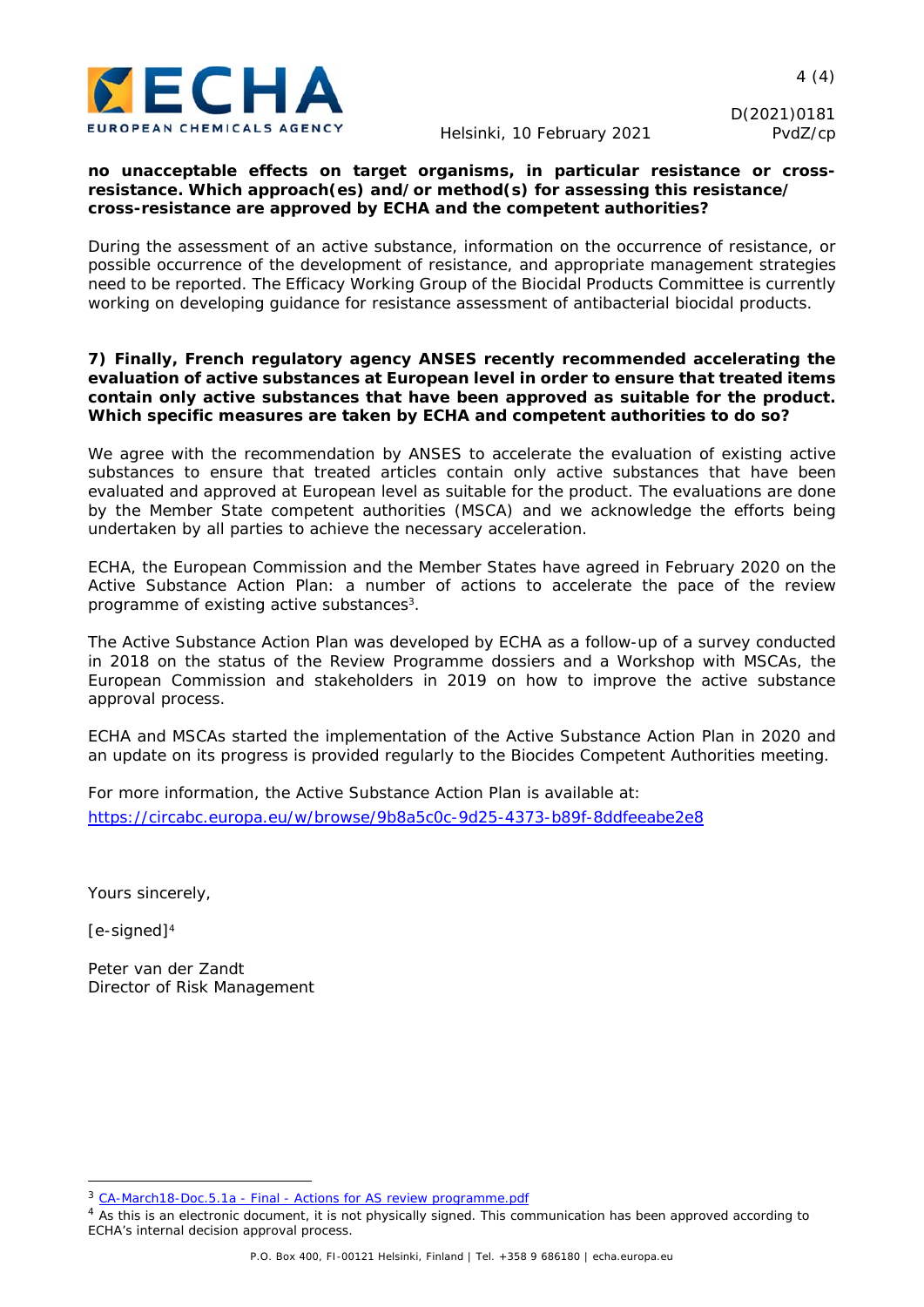**no unacceptable effects on target organisms, in particular resistance or cross-resistance. Which approach(es) and/or method(s) for assessing this resistance/ cross-resistance are approved by ECHA and the competent authorities?**

During the assessment of an active substance, information on the occurrence of resistance, or possible occurrence of the development of resistance, and appropriate management strategies need to be reported. The Efficacy Working Group of the Biocidal Products Committee is currently working on developing guidance for resistance assessment of antibacterial biocidal products.

**7) Finally, French regulatory agency ANSES recently recommended accelerating the evaluation of active substances at European level in order to ensure that treated items contain only active substances that have been approved as suitable for the product. Which specific measures are taken by ECHA and competent authorities to do so?**

We agree with the recommendation by ANSES to accelerate the evaluation of existing active substances to ensure that treated articles contain only active substances that have been evaluated and approved at European level as suitable for the product. The evaluations are done by the Member State competent authorities (MSCA) and we acknowledge the efforts being undertaken by all parties to achieve the necessary acceleration.

ECHA, the European Commission and the Member States have agreed in February 2020 on the Active Substance Action Plan: a number of actions to accelerate the pace of the review programme of existing active substances[3].

The Active Substance Action Plan was developed by ECHA as a follow-up of a survey conducted in 2018 on the status of the Review Programme dossiers and a Workshop with MSCAs, the European Commission and stakeholders in 2019 on how to improve the active substance approval process.

ECHA and MSCAs started the implementation of the Active Substance Action Plan in 2020 and an update on its progress is provided regularly to the Biocides Competent Authorities meeting.

For more information, the Active Substance Action Plan is available at:
https://circabc.europa.eu/w/browse/9b8a5c0c-9d25-4373-b89f-8ddfeeabe2e8

Yours sincerely,

[e-signed][4]

Peter van der Zandt
Director of Risk Management

---

[3] CA-March18-Doc.5.1a - Final - Actions for AS review programme.pdf

[4] As this is an electronic document, it is not physically signed. This communication has been approved according to ECHA's internal decision approval process.